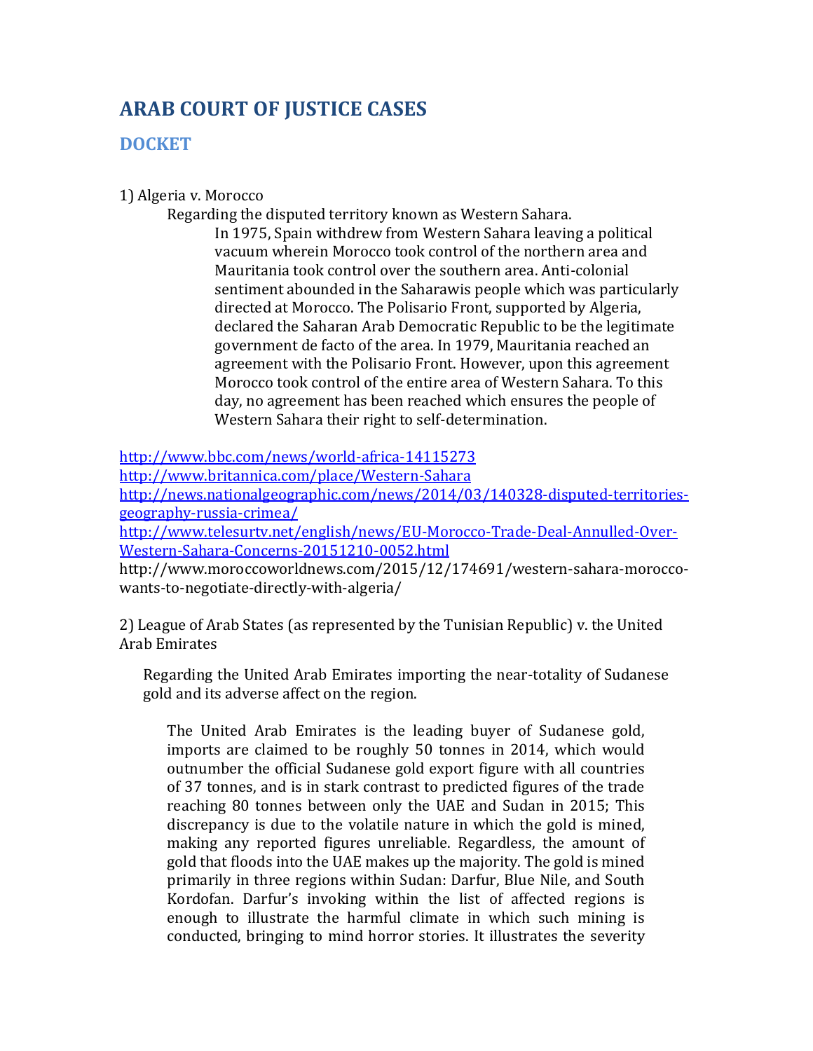# ARAB COURT OF JUSTICE CASES

## DOCKET

1) Algeria v. Morocco

Regarding the disputed territory known as Western Sahara.

In 1975, Spain withdrew from Western Sahara leaving a political vacuum wherein Morocco took control of the northern area and Mauritania took control over the southern area. Anti-colonial sentiment abounded in the Saharawis people which was particularly directed at Morocco. The Polisario Front, supported by Algeria, declared the Saharan Arab Democratic Republic to be the legitimate government de facto of the area. In 1979, Mauritania reached an agreement with the Polisario Front. However, upon this agreement Morocco took control of the entire area of Western Sahara. To this day, no agreement has been reached which ensures the people of Western Sahara their right to self-determination.

http://www.bbc.com/news/world-africa-14115273
http://www.britannica.com/place/Western-Sahara
http://news.nationalgeographic.com/news/2014/03/140328-disputed-territories-geography-russia-crimea/
http://www.telesurtv.net/english/news/EU-Morocco-Trade-Deal-Annulled-Over-Western-Sahara-Concerns-20151210-0052.html
http://www.moroccoworldnews.com/2015/12/174691/western-sahara-morocco-wants-to-negotiate-directly-with-algeria/

2) League of Arab States (as represented by the Tunisian Republic) v. the United Arab Emirates

Regarding the United Arab Emirates importing the near-totality of Sudanese gold and its adverse affect on the region.

The United Arab Emirates is the leading buyer of Sudanese gold, imports are claimed to be roughly 50 tonnes in 2014, which would outnumber the official Sudanese gold export figure with all countries of 37 tonnes, and is in stark contrast to predicted figures of the trade reaching 80 tonnes between only the UAE and Sudan in 2015; This discrepancy is due to the volatile nature in which the gold is mined, making any reported figures unreliable. Regardless, the amount of gold that floods into the UAE makes up the majority. The gold is mined primarily in three regions within Sudan: Darfur, Blue Nile, and South Kordofan. Darfur's invoking within the list of affected regions is enough to illustrate the harmful climate in which such mining is conducted, bringing to mind horror stories. It illustrates the severity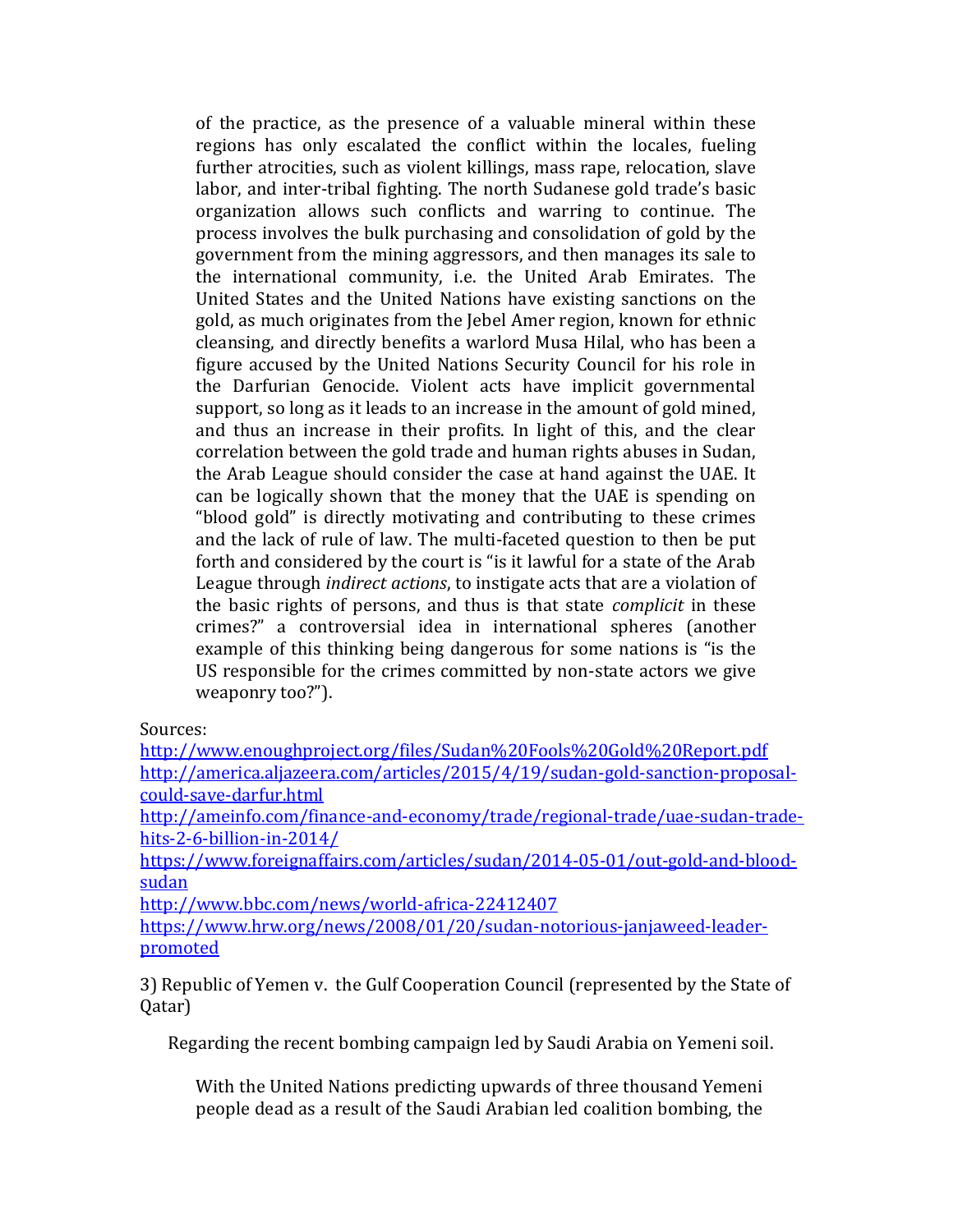of the practice, as the presence of a valuable mineral within these regions has only escalated the conflict within the locales, fueling further atrocities, such as violent killings, mass rape, relocation, slave labor, and inter-tribal fighting. The north Sudanese gold trade's basic organization allows such conflicts and warring to continue. The process involves the bulk purchasing and consolidation of gold by the government from the mining aggressors, and then manages its sale to the international community, i.e. the United Arab Emirates. The United States and the United Nations have existing sanctions on the gold, as much originates from the Jebel Amer region, known for ethnic cleansing, and directly benefits a warlord Musa Hilal, who has been a figure accused by the United Nations Security Council for his role in the Darfurian Genocide. Violent acts have implicit governmental support, so long as it leads to an increase in the amount of gold mined, and thus an increase in their profits. In light of this, and the clear correlation between the gold trade and human rights abuses in Sudan, the Arab League should consider the case at hand against the UAE. It can be logically shown that the money that the UAE is spending on "blood gold" is directly motivating and contributing to these crimes and the lack of rule of law. The multi-faceted question to then be put forth and considered by the court is "is it lawful for a state of the Arab League through *indirect actions*, to instigate acts that are a violation of the basic rights of persons, and thus is that state *complicit* in these crimes?" a controversial idea in international spheres (another example of this thinking being dangerous for some nations is "is the US responsible for the crimes committed by non-state actors we give weaponry too?").

Sources:
http://www.enoughproject.org/files/Sudan%20Fools%20Gold%20Report.pdf
http://america.aljazeera.com/articles/2015/4/19/sudan-gold-sanction-proposal-could-save-darfur.html
http://ameinfo.com/finance-and-economy/trade/regional-trade/uae-sudan-trade-hits-2-6-billion-in-2014/
https://www.foreignaffairs.com/articles/sudan/2014-05-01/out-gold-and-blood-sudan
http://www.bbc.com/news/world-africa-22412407
https://www.hrw.org/news/2008/01/20/sudan-notorious-janjaweed-leader-promoted

3) Republic of Yemen v. the Gulf Cooperation Council (represented by the State of Qatar)

Regarding the recent bombing campaign led by Saudi Arabia on Yemeni soil.

With the United Nations predicting upwards of three thousand Yemeni people dead as a result of the Saudi Arabian led coalition bombing, the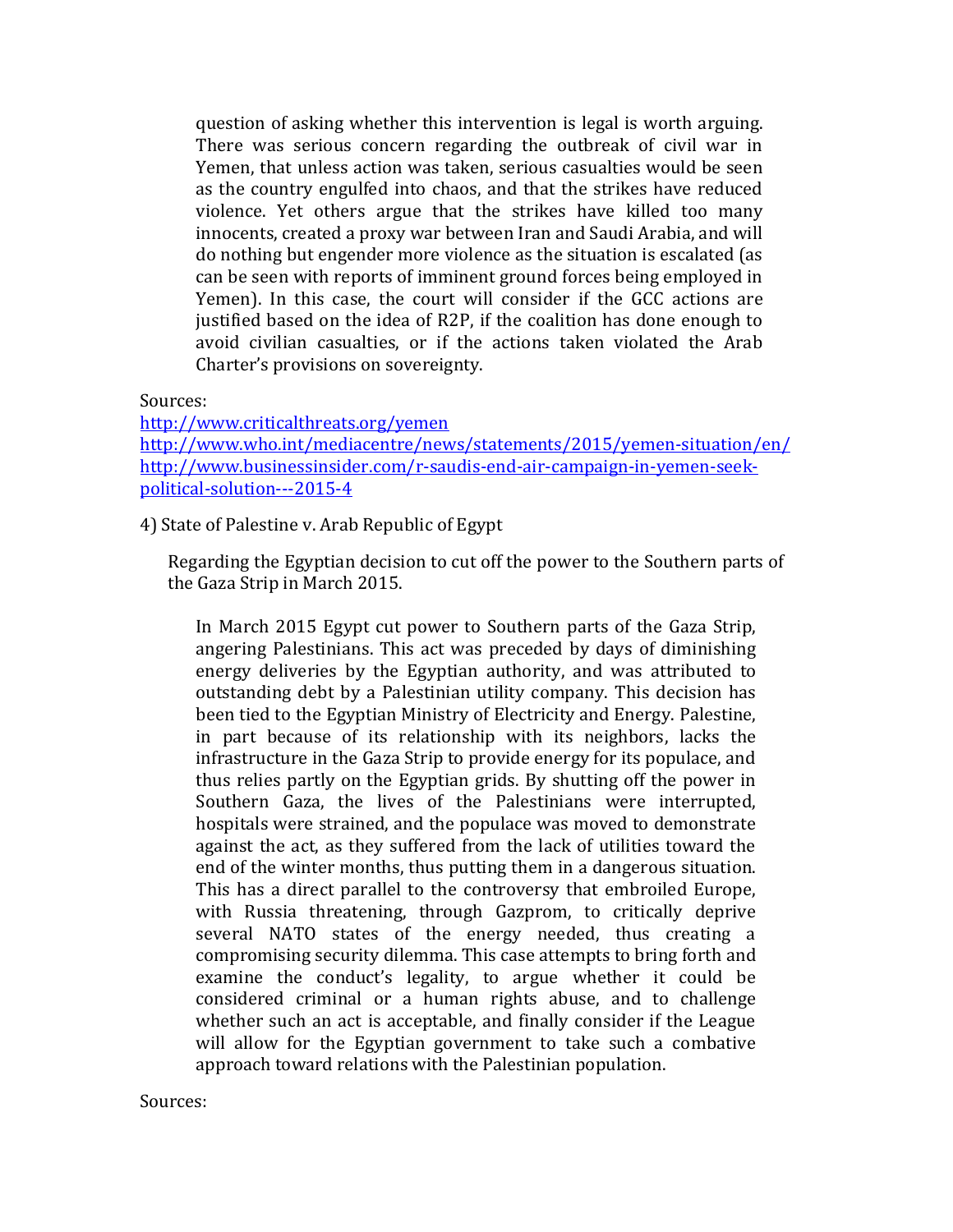question of asking whether this intervention is legal is worth arguing. There was serious concern regarding the outbreak of civil war in Yemen, that unless action was taken, serious casualties would be seen as the country engulfed into chaos, and that the strikes have reduced violence. Yet others argue that the strikes have killed too many innocents, created a proxy war between Iran and Saudi Arabia, and will do nothing but engender more violence as the situation is escalated (as can be seen with reports of imminent ground forces being employed in Yemen). In this case, the court will consider if the GCC actions are justified based on the idea of R2P, if the coalition has done enough to avoid civilian casualties, or if the actions taken violated the Arab Charter's provisions on sovereignty.

Sources:
http://www.criticalthreats.org/yemen
http://www.who.int/mediacentre/news/statements/2015/yemen-situation/en/
http://www.businessinsider.com/r-saudis-end-air-campaign-in-yemen-seek-political-solution---2015-4

4) State of Palestine v. Arab Republic of Egypt

Regarding the Egyptian decision to cut off the power to the Southern parts of the Gaza Strip in March 2015.

In March 2015 Egypt cut power to Southern parts of the Gaza Strip, angering Palestinians. This act was preceded by days of diminishing energy deliveries by the Egyptian authority, and was attributed to outstanding debt by a Palestinian utility company. This decision has been tied to the Egyptian Ministry of Electricity and Energy. Palestine, in part because of its relationship with its neighbors, lacks the infrastructure in the Gaza Strip to provide energy for its populace, and thus relies partly on the Egyptian grids. By shutting off the power in Southern Gaza, the lives of the Palestinians were interrupted, hospitals were strained, and the populace was moved to demonstrate against the act, as they suffered from the lack of utilities toward the end of the winter months, thus putting them in a dangerous situation. This has a direct parallel to the controversy that embroiled Europe, with Russia threatening, through Gazprom, to critically deprive several NATO states of the energy needed, thus creating a compromising security dilemma. This case attempts to bring forth and examine the conduct's legality, to argue whether it could be considered criminal or a human rights abuse, and to challenge whether such an act is acceptable, and finally consider if the League will allow for the Egyptian government to take such a combative approach toward relations with the Palestinian population.

Sources: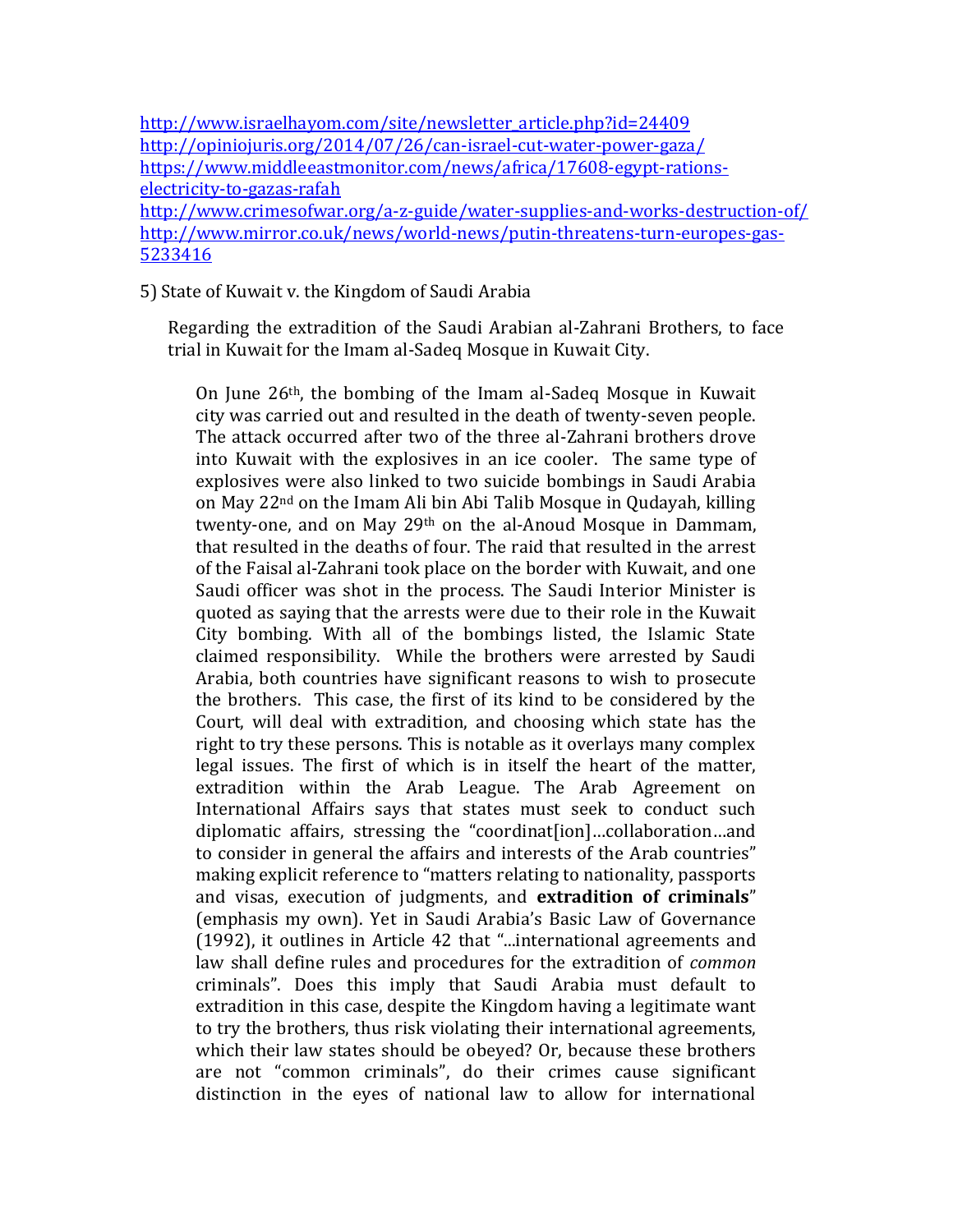http://www.israelhayom.com/site/newsletter_article.php?id=24409
http://opiniojuris.org/2014/07/26/can-israel-cut-water-power-gaza/
https://www.middleeastmonitor.com/news/africa/17608-egypt-rations-electricity-to-gazas-rafah
http://www.crimesofwar.org/a-z-guide/water-supplies-and-works-destruction-of/
http://www.mirror.co.uk/news/world-news/putin-threatens-turn-europes-gas-5233416

5) State of Kuwait v. the Kingdom of Saudi Arabia

Regarding the extradition of the Saudi Arabian al-Zahrani Brothers, to face trial in Kuwait for the Imam al-Sadeq Mosque in Kuwait City.

On June 26th, the bombing of the Imam al-Sadeq Mosque in Kuwait city was carried out and resulted in the death of twenty-seven people. The attack occurred after two of the three al-Zahrani brothers drove into Kuwait with the explosives in an ice cooler. The same type of explosives were also linked to two suicide bombings in Saudi Arabia on May 22nd on the Imam Ali bin Abi Talib Mosque in Qudayah, killing twenty-one, and on May 29th on the al-Anoud Mosque in Dammam, that resulted in the deaths of four. The raid that resulted in the arrest of the Faisal al-Zahrani took place on the border with Kuwait, and one Saudi officer was shot in the process. The Saudi Interior Minister is quoted as saying that the arrests were due to their role in the Kuwait City bombing. With all of the bombings listed, the Islamic State claimed responsibility. While the brothers were arrested by Saudi Arabia, both countries have significant reasons to wish to prosecute the brothers. This case, the first of its kind to be considered by the Court, will deal with extradition, and choosing which state has the right to try these persons. This is notable as it overlays many complex legal issues. The first of which is in itself the heart of the matter, extradition within the Arab League. The Arab Agreement on International Affairs says that states must seek to conduct such diplomatic affairs, stressing the "coordinat[ion]…collaboration…and to consider in general the affairs and interests of the Arab countries" making explicit reference to "matters relating to nationality, passports and visas, execution of judgments, and **extradition of criminals**" (emphasis my own). Yet in Saudi Arabia's Basic Law of Governance (1992), it outlines in Article 42 that "...international agreements and law shall define rules and procedures for the extradition of *common* criminals". Does this imply that Saudi Arabia must default to extradition in this case, despite the Kingdom having a legitimate want to try the brothers, thus risk violating their international agreements, which their law states should be obeyed? Or, because these brothers are not "common criminals", do their crimes cause significant distinction in the eyes of national law to allow for international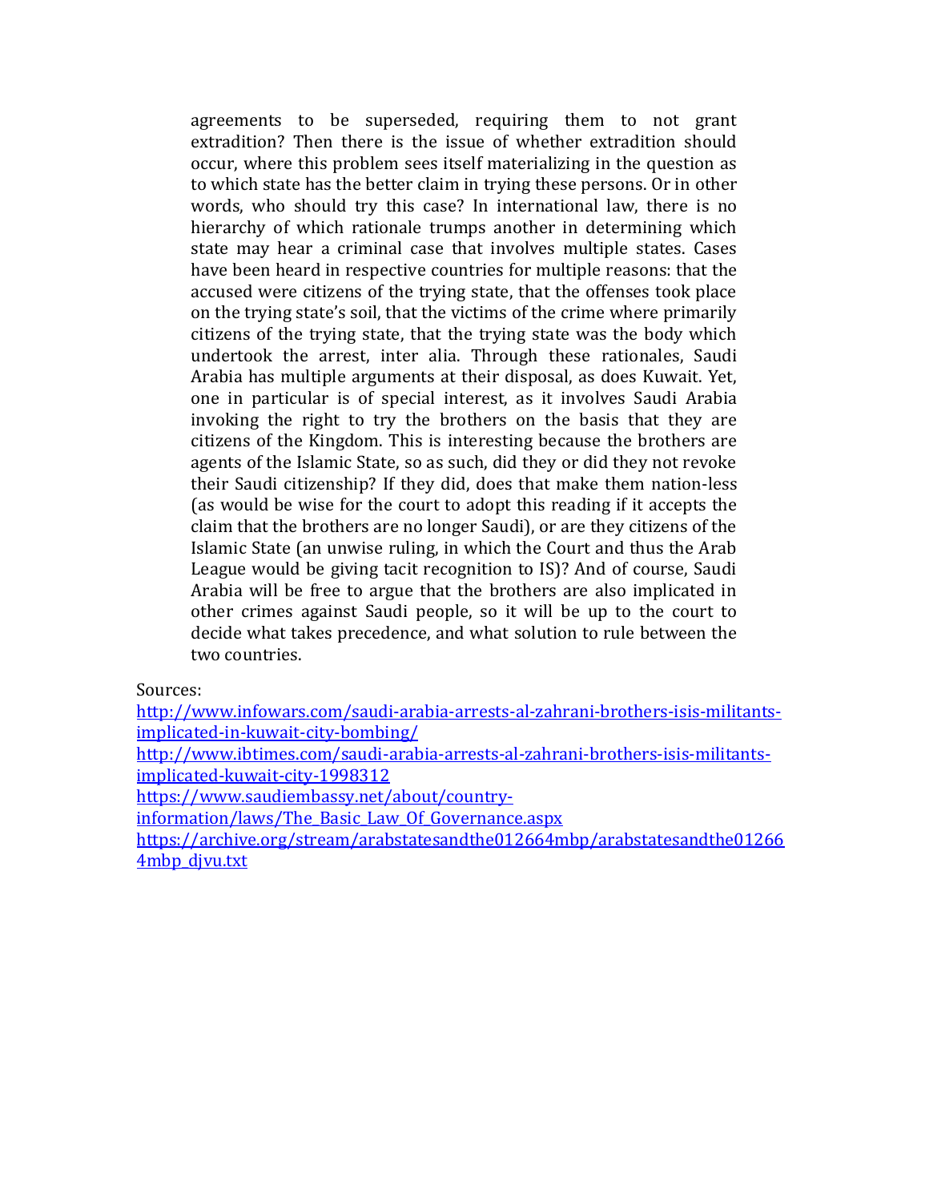agreements to be superseded, requiring them to not grant extradition? Then there is the issue of whether extradition should occur, where this problem sees itself materializing in the question as to which state has the better claim in trying these persons. Or in other words, who should try this case? In international law, there is no hierarchy of which rationale trumps another in determining which state may hear a criminal case that involves multiple states. Cases have been heard in respective countries for multiple reasons: that the accused were citizens of the trying state, that the offenses took place on the trying state's soil, that the victims of the crime where primarily citizens of the trying state, that the trying state was the body which undertook the arrest, inter alia. Through these rationales, Saudi Arabia has multiple arguments at their disposal, as does Kuwait. Yet, one in particular is of special interest, as it involves Saudi Arabia invoking the right to try the brothers on the basis that they are citizens of the Kingdom. This is interesting because the brothers are agents of the Islamic State, so as such, did they or did they not revoke their Saudi citizenship? If they did, does that make them nation-less (as would be wise for the court to adopt this reading if it accepts the claim that the brothers are no longer Saudi), or are they citizens of the Islamic State (an unwise ruling, in which the Court and thus the Arab League would be giving tacit recognition to IS)? And of course, Saudi Arabia will be free to argue that the brothers are also implicated in other crimes against Saudi people, so it will be up to the court to decide what takes precedence, and what solution to rule between the two countries.

Sources:
http://www.infowars.com/saudi-arabia-arrests-al-zahrani-brothers-isis-militants-implicated-in-kuwait-city-bombing/
http://www.ibtimes.com/saudi-arabia-arrests-al-zahrani-brothers-isis-militants-implicated-kuwait-city-1998312
https://www.saudiembassy.net/about/country-information/laws/The_Basic_Law_Of_Governance.aspx
https://archive.org/stream/arabstatesandthe012664mbp/arabstatesandthe012664mbp_djvu.txt